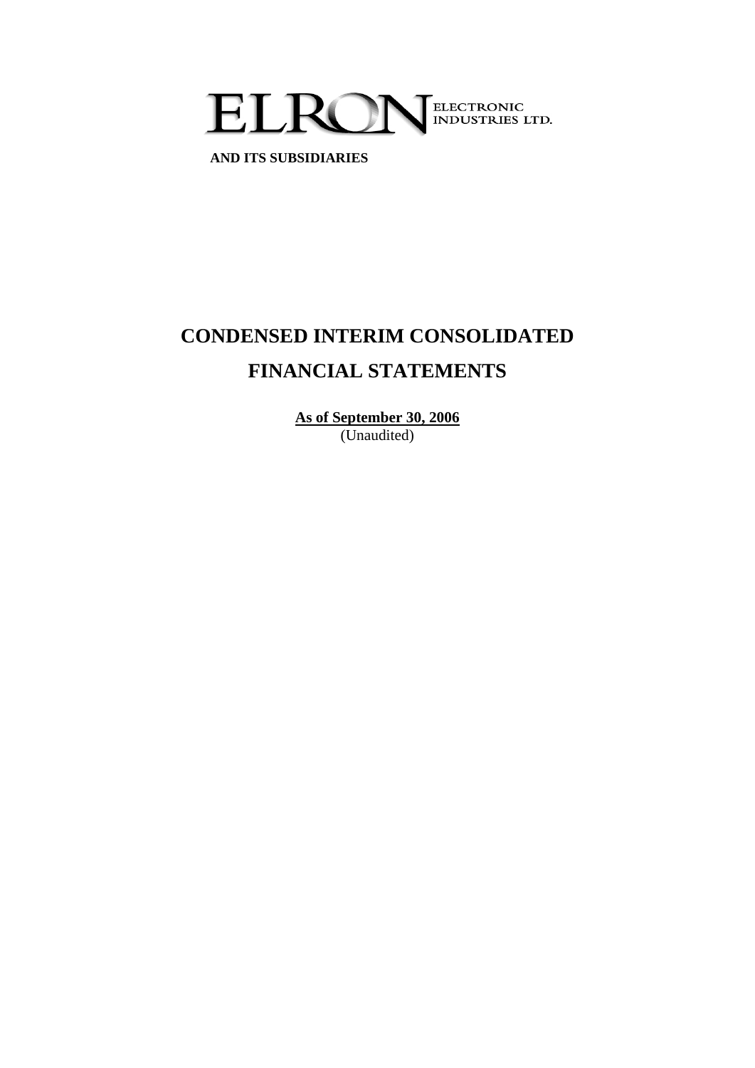# ELRON ELECTRONIC INDUSTRIES LTD.

**AND ITS SUBSIDIARIES**

# CONDENSED INTERIM CONSOLIDATED FINANCIAL STATEMENTS

**As of September 30, 2006**
(Unaudited)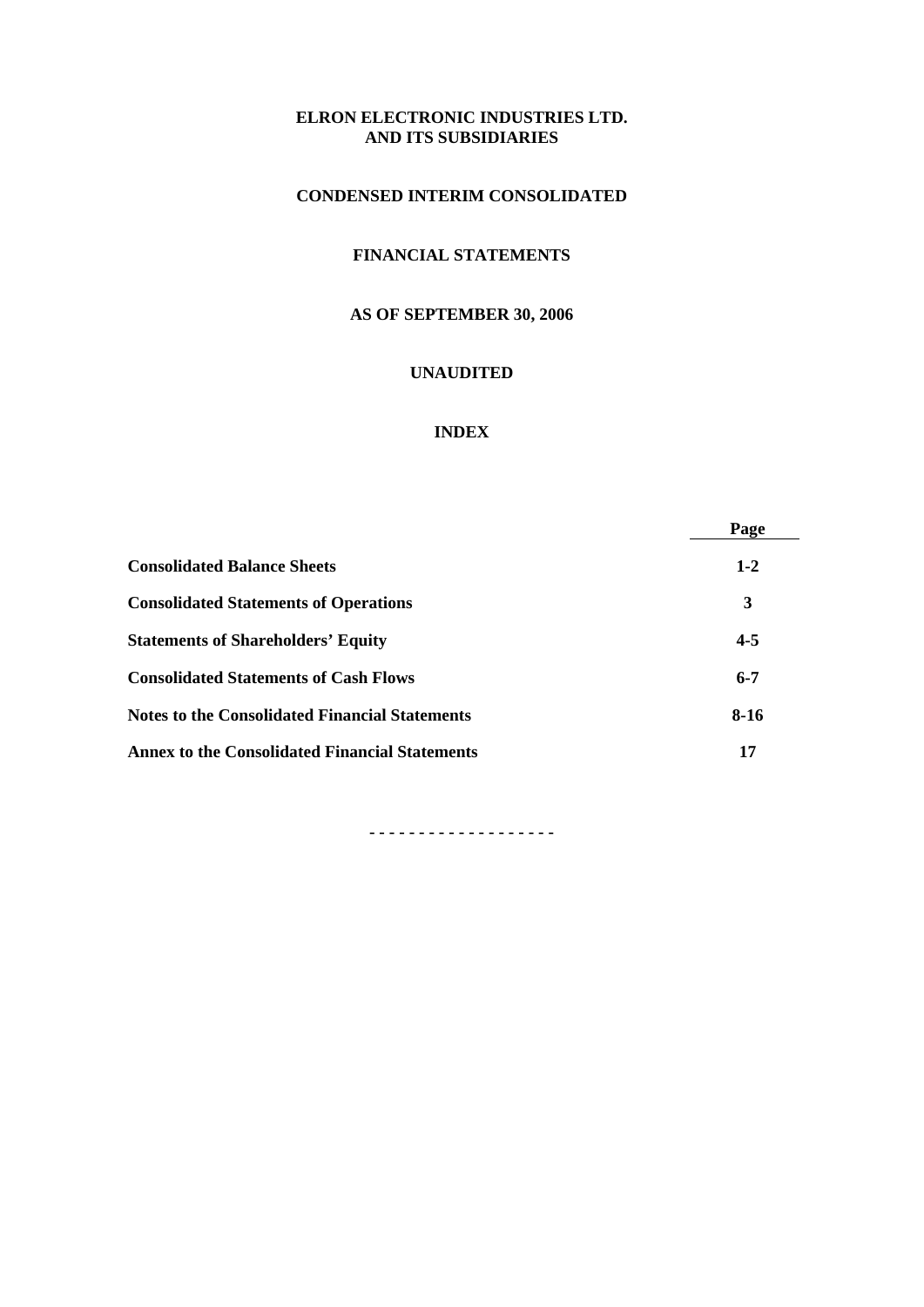# ELRON ELECTRONIC INDUSTRIES LTD.
# AND ITS SUBSIDIARIES

## CONDENSED INTERIM CONSOLIDATED

## FINANCIAL STATEMENTS

## AS OF SEPTEMBER 30, 2006

## UNAUDITED

## INDEX

| | Page |
|---|---|
| **Consolidated Balance Sheets** | **1-2** |
| **Consolidated Statements of Operations** | **3** |
| **Statements of Shareholders' Equity** | **4-5** |
| **Consolidated Statements of Cash Flows** | **6-7** |
| **Notes to the Consolidated Financial Statements** | **8-16** |
| **Annex to the Consolidated Financial Statements** | **17** |

- - - - - - - - - - - - - - - - - -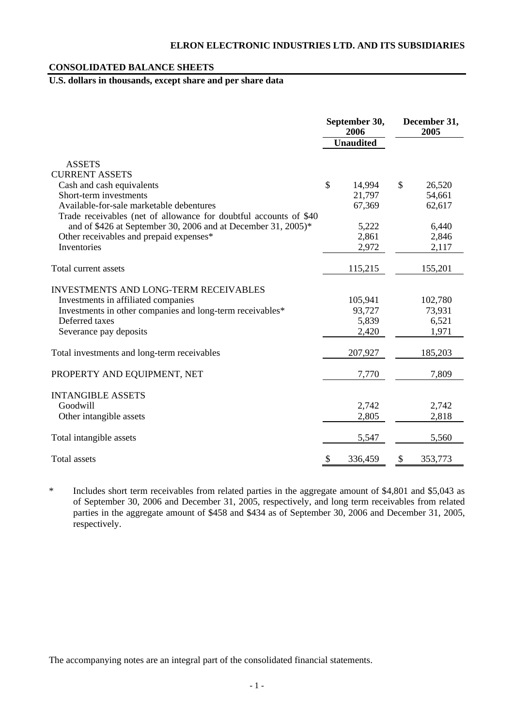ELRON ELECTRONIC INDUSTRIES LTD. AND ITS SUBSIDIARIES

## CONSOLIDATED BALANCE SHEETS

**U.S. dollars in thousands, except share and per share data**

| | September 30, 2006 | December 31, 2005 |
|---|---|---|
| | Unaudited | |
| **ASSETS** | | |
| **CURRENT ASSETS** | | |
| Cash and cash equivalents | $ 14,994 | $ 26,520 |
| Short-term investments | 21,797 | 54,661 |
| Available-for-sale marketable debentures | 67,369 | 62,617 |
| Trade receivables (net of allowance for doubtful accounts of $40 and of $426 at September 30, 2006 and at December 31, 2005)* | 5,222 | 6,440 |
| Other receivables and prepaid expenses* | 2,861 | 2,846 |
| Inventories | 2,972 | 2,117 |
| Total current assets | 115,215 | 155,201 |
| **INVESTMENTS AND LONG-TERM RECEIVABLES** | | |
| Investments in affiliated companies | 105,941 | 102,780 |
| Investments in other companies and long-term receivables* | 93,727 | 73,931 |
| Deferred taxes | 5,839 | 6,521 |
| Severance pay deposits | 2,420 | 1,971 |
| Total investments and long-term receivables | 207,927 | 185,203 |
| PROPERTY AND EQUIPMENT, NET | 7,770 | 7,809 |
| **INTANGIBLE ASSETS** | | |
| Goodwill | 2,742 | 2,742 |
| Other intangible assets | 2,805 | 2,818 |
| Total intangible assets | 5,547 | 5,560 |
| Total assets | $ 336,459 | $ 353,773 |

\* Includes short term receivables from related parties in the aggregate amount of $4,801 and $5,043 as of September 30, 2006 and December 31, 2005, respectively, and long term receivables from related parties in the aggregate amount of $458 and $434 as of September 30, 2006 and December 31, 2005, respectively.

The accompanying notes are an integral part of the consolidated financial statements.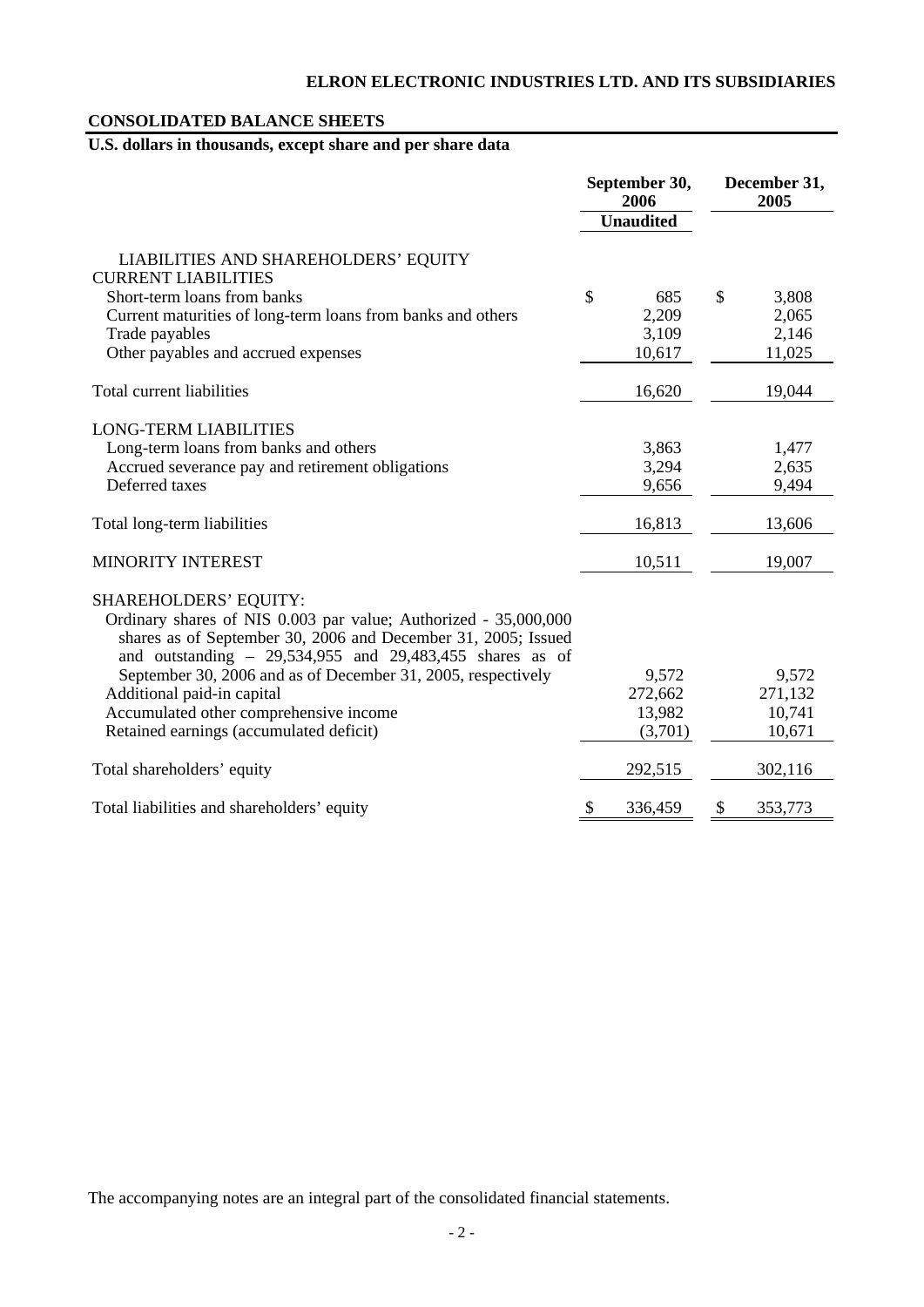**ELRON ELECTRONIC INDUSTRIES LTD. AND ITS SUBSIDIARIES**

**CONSOLIDATED BALANCE SHEETS**

**U.S. dollars in thousands, except share and per share data**

| | September 30, 2006 | December 31, 2005 |
|---|---|---|
| | Unaudited | |
| LIABILITIES AND SHAREHOLDERS' EQUITY | | |
| CURRENT LIABILITIES | | |
| Short-term loans from banks | $ 685 | $ 3,808 |
| Current maturities of long-term loans from banks and others | 2,209 | 2,065 |
| Trade payables | 3,109 | 2,146 |
| Other payables and accrued expenses | 10,617 | 11,025 |
| Total current liabilities | 16,620 | 19,044 |
| LONG-TERM LIABILITIES | | |
| Long-term loans from banks and others | 3,863 | 1,477 |
| Accrued severance pay and retirement obligations | 3,294 | 2,635 |
| Deferred taxes | 9,656 | 9,494 |
| Total long-term liabilities | 16,813 | 13,606 |
| MINORITY INTEREST | 10,511 | 19,007 |
| SHAREHOLDERS' EQUITY: | | |
| Ordinary shares of NIS 0.003 par value; Authorized - 35,000,000 shares as of September 30, 2006 and December 31, 2005; Issued and outstanding – 29,534,955 and 29,483,455 shares as of September 30, 2006 and as of December 31, 2005, respectively | 9,572 | 9,572 |
| Additional paid-in capital | 272,662 | 271,132 |
| Accumulated other comprehensive income | 13,982 | 10,741 |
| Retained earnings (accumulated deficit) | (3,701) | 10,671 |
| Total shareholders' equity | 292,515 | 302,116 |
| Total liabilities and shareholders' equity | $ 336,459 | $ 353,773 |

The accompanying notes are an integral part of the consolidated financial statements.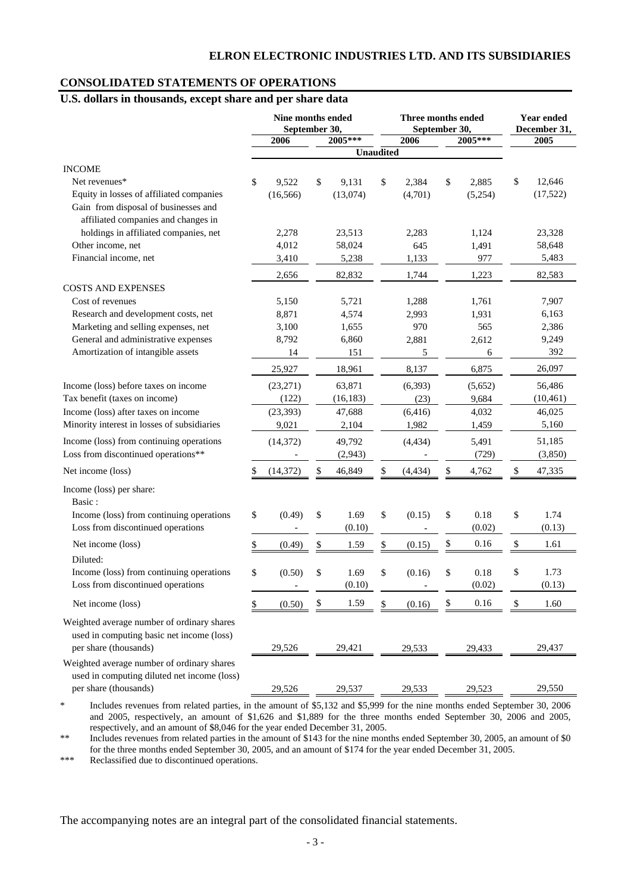## ELRON ELECTRONIC INDUSTRIES LTD. AND ITS SUBSIDIARIES

## CONSOLIDATED STATEMENTS OF OPERATIONS

### U.S. dollars in thousands, except share and per share data

| | Nine months ended September 30, 2006 | Nine months ended September 30, 2005*** | Three months ended September 30, 2006 | Three months ended September 30, 2005*** | Year ended December 31, 2005 |
|---|---|---|---|---|---|
| | Unaudited | | | | |
| **INCOME** | | | | | |
| Net revenues* | $ 9,522 | $ 9,131 | $ 2,384 | $ 2,885 | $ 12,646 |
| Equity in losses of affiliated companies | (16,566) | (13,074) | (4,701) | (5,254) | (17,522) |
| Gain from disposal of businesses and affiliated companies and changes in holdings in affiliated companies, net | 2,278 | 23,513 | 2,283 | 1,124 | 23,328 |
| Other income, net | 4,012 | 58,024 | 645 | 1,491 | 58,648 |
| Financial income, net | 3,410 | 5,238 | 1,133 | 977 | 5,483 |
| | 2,656 | 82,832 | 1,744 | 1,223 | 82,583 |
| **COSTS AND EXPENSES** | | | | | |
| Cost of revenues | 5,150 | 5,721 | 1,288 | 1,761 | 7,907 |
| Research and development costs, net | 8,871 | 4,574 | 2,993 | 1,931 | 6,163 |
| Marketing and selling expenses, net | 3,100 | 1,655 | 970 | 565 | 2,386 |
| General and administrative expenses | 8,792 | 6,860 | 2,881 | 2,612 | 9,249 |
| Amortization of intangible assets | 14 | 151 | 5 | 6 | 392 |
| | 25,927 | 18,961 | 8,137 | 6,875 | 26,097 |
| Income (loss) before taxes on income | (23,271) | 63,871 | (6,393) | (5,652) | 56,486 |
| Tax benefit (taxes on income) | (122) | (16,183) | (23) | 9,684 | (10,461) |
| Income (loss) after taxes on income | (23,393) | 47,688 | (6,416) | 4,032 | 46,025 |
| Minority interest in losses of subsidiaries | 9,021 | 2,104 | 1,982 | 1,459 | 5,160 |
| Income (loss) from continuing operations | (14,372) | 49,792 | (4,434) | 5,491 | 51,185 |
| Loss from discontinued operations** | - | (2,943) | - | (729) | (3,850) |
| Net income (loss) | $ (14,372) | $ 46,849 | $ (4,434) | $ 4,762 | $ 47,335 |
| Income (loss) per share: | | | | | |
| Basic : | | | | | |
| Income (loss) from continuing operations | $ (0.49) | $ 1.69 | $ (0.15) | $ 0.18 | $ 1.74 |
| Loss from discontinued operations | - | (0.10) | - | (0.02) | (0.13) |
| Net income (loss) | $ (0.49) | $ 1.59 | $ (0.15) | $ 0.16 | $ 1.61 |
| Diluted: | | | | | |
| Income (loss) from continuing operations | $ (0.50) | $ 1.69 | $ (0.16) | $ 0.18 | $ 1.73 |
| Loss from discontinued operations | - | (0.10) | - | (0.02) | (0.13) |
| Net income (loss) | $ (0.50) | $ 1.59 | $ (0.16) | $ 0.16 | $ 1.60 |
| Weighted average number of ordinary shares used in computing basic net income (loss) per share (thousands) | 29,526 | 29,421 | 29,533 | 29,433 | 29,437 |
| Weighted average number of ordinary shares used in computing diluted net income (loss) per share (thousands) | 29,526 | 29,537 | 29,533 | 29,523 | 29,550 |

\* Includes revenues from related parties, in the amount of $5,132 and $5,999 for the nine months ended September 30, 2006 and 2005, respectively, an amount of $1,626 and $1,889 for the three months ended September 30, 2006 and 2005, respectively, and an amount of $8,046 for the year ended December 31, 2005.

\*\* Includes revenues from related parties in the amount of $143 for the nine months ended September 30, 2005, an amount of $0 for the three months ended September 30, 2005, and an amount of $174 for the year ended December 31, 2005.

\*\*\* Reclassified due to discontinued operations.

The accompanying notes are an integral part of the consolidated financial statements.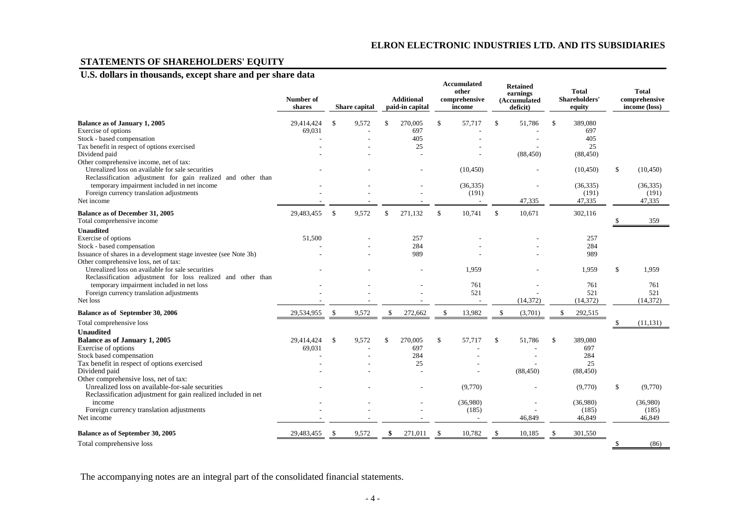## STATEMENTS OF SHAREHOLDERS' EQUITY

### U.S. dollars in thousands, except share and per share data

| | Number of shares | Share capital | Additional paid-in capital | Accumulated other comprehensive income | Retained earnings (Accumulated deficit) | Total Shareholders' equity | Total comprehensive income (loss) |
|---|---|---|---|---|---|---|---|
| **Balance as of January 1, 2005** | 29,414,424 | $ 9,572 | $ 270,005 | $ 57,717 | $ 51,786 | $ 389,080 | |
| Exercise of options | 69,031 | - | 697 | - | - | 697 | |
| Stock - based compensation | - | - | 405 | - | - | 405 | |
| Tax benefit in respect of options exercised | - | - | 25 | - | - | 25 | |
| Dividend paid | - | - | - | - | (88,450) | (88,450) | |
| Other comprehensive income, net of tax: | | | | | | | |
| Unrealized loss on available for sale securities | - | - | - | (10,450) | - | (10,450) | $ (10,450) |
| Reclassification adjustment for gain realized and other than temporary impairment included in net income | - | - | - | (36,335) | - | (36,335) | (36,335) |
| Foreign currency translation adjustments | - | - | - | (191) | - | (191) | (191) |
| Net income | - | - | - | - | 47,335 | 47,335 | 47,335 |
| **Balance as of December 31, 2005** | 29,483,455 | $ 9,572 | $ 271,132 | $ 10,741 | $ 10,671 | 302,116 | |
| Total comprehensive income | | | | | | | $ 359 |
| **Unaudited** | | | | | | | |
| Exercise of options | 51,500 | - | 257 | - | - | 257 | |
| Stock - based compensation | - | - | 284 | - | - | 284 | |
| Issuance of shares in a development stage investee (see Note 3h) | - | - | 989 | - | - | 989 | |
| Other comprehensive loss, net of tax: | | | | | | | |
| Unrealized loss on available for sale securities | - | - | - | 1,959 | - | 1,959 | $ 1,959 |
| Reclassification adjustment for loss realized and other than temporary impairment included in net loss | - | - | - | 761 | - | 761 | 761 |
| Foreign currency translation adjustments | - | - | - | 521 | - | 521 | 521 |
| Net loss | - | - | - | - | (14,372) | (14,372) | (14,372) |
| **Balance as of September 30, 2006** | 29,534,955 | $ 9,572 | $ 272,662 | $ 13,982 | $ (3,701) | $ 292,515 | |
| Total comprehensive loss | | | | | | | $ (11,131) |
| **Unaudited** | | | | | | | |
| **Balance as of January 1, 2005** | 29,414,424 | $ 9,572 | $ 270,005 | $ 57,717 | $ 51,786 | $ 389,080 | |
| Exercise of options | 69,031 | - | 697 | - | - | 697 | |
| Stock based compensation | - | - | 284 | - | - | 284 | |
| Tax benefit in respect of options exercised | - | - | 25 | - | - | 25 | |
| Dividend paid | - | - | - | - | (88,450) | (88,450) | |
| Other comprehensive loss, net of tax: | | | | | | | |
| Unrealized loss on available-for-sale securities | - | - | - | (9,770) | - | (9,770) | $ (9,770) |
| Reclassification adjustment for gain realized included in net income | - | - | - | (36,980) | - | (36,980) | (36,980) |
| Foreign currency translation adjustments | - | - | - | (185) | - | (185) | (185) |
| Net income | - | - | - | - | 46,849 | 46,849 | 46,849 |
| **Balance as of September 30, 2005** | 29,483,455 | $ 9,572 | $ 271,011 | $ 10,782 | $ 10,185 | $ 301,550 | |
| Total comprehensive loss | | | | | | | $ (86) |

The accompanying notes are an integral part of the consolidated financial statements.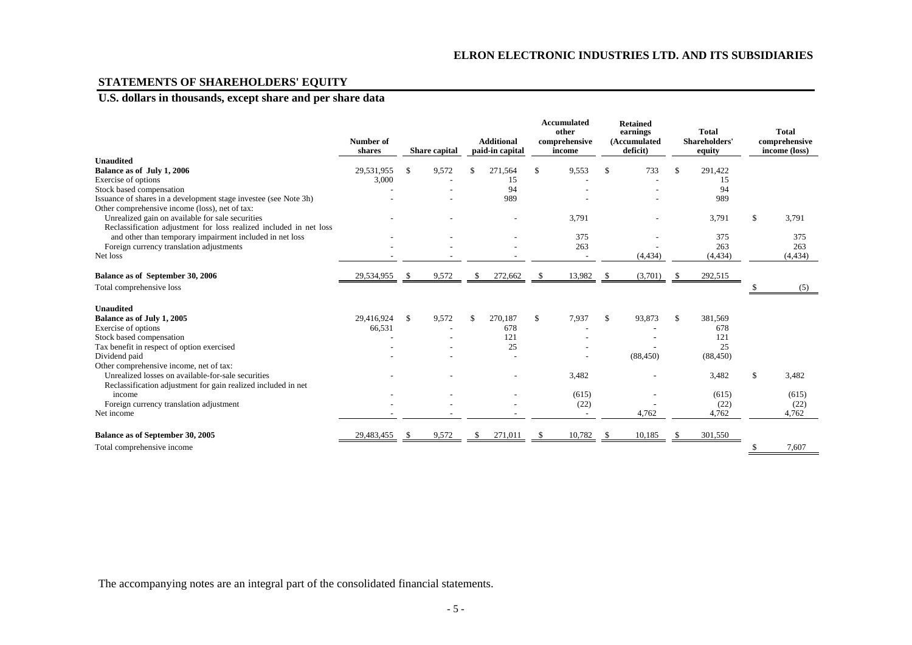**ELRON ELECTRONIC INDUSTRIES LTD. AND ITS SUBSIDIARIES**

## STATEMENTS OF SHAREHOLDERS' EQUITY

### U.S. dollars in thousands, except share and per share data

| | Number of shares | Share capital | Additional paid-in capital | Accumulated other comprehensive income | Retained earnings (Accumulated deficit) | Total Shareholders' equity | Total comprehensive income (loss) |
|---|---|---|---|---|---|---|---|
| **Unaudited** | | | | | | | |
| **Balance as of July 1, 2006** | 29,531,955 | $ 9,572 | $ 271,564 | $ 9,553 | $ 733 | $ 291,422 | |
| Exercise of options | 3,000 | - | 15 | - | - | 15 | |
| Stock based compensation | - | - | 94 | - | - | 94 | |
| Issuance of shares in a development stage investee (see Note 3h) | - | - | 989 | - | - | 989 | |
| Other comprehensive income (loss), net of tax: | | | | | | | |
| Unrealized gain on available for sale securities | - | - | - | 3,791 | - | 3,791 | $ 3,791 |
| Reclassification adjustment for loss realized included in net loss and other than temporary impairment included in net loss | - | - | - | 375 | - | 375 | 375 |
| Foreign currency translation adjustments | - | - | - | 263 | - | 263 | 263 |
| Net loss | - | - | - | - | (4,434) | (4,434) | (4,434) |
| **Balance as of September 30, 2006** | 29,534,955 | $ 9,572 | $ 272,662 | $ 13,982 | $ (3,701) | $ 292,515 | |
| Total comprehensive loss | | | | | | | $ (5) |
| **Unaudited** | | | | | | | |
| **Balance as of July 1, 2005** | 29,416,924 | $ 9,572 | $ 270,187 | $ 7,937 | $ 93,873 | $ 381,569 | |
| Exercise of options | 66,531 | - | 678 | - | - | 678 | |
| Stock based compensation | - | - | 121 | - | - | 121 | |
| Tax benefit in respect of option exercised | - | - | 25 | - | - | 25 | |
| Dividend paid | - | - | - | - | (88,450) | (88,450) | |
| Other comprehensive income, net of tax: | | | | | | | |
| Unrealized losses on available-for-sale securities | - | - | - | 3,482 | - | 3,482 | $ 3,482 |
| Reclassification adjustment for gain realized included in net income | - | - | - | (615) | - | (615) | (615) |
| Foreign currency translation adjustment | - | - | - | (22) | - | (22) | (22) |
| Net income | - | - | - | - | 4,762 | 4,762 | 4,762 |
| **Balance as of September 30, 2005** | 29,483,455 | $ 9,572 | $ 271,011 | $ 10,782 | $ 10,185 | $ 301,550 | |
| Total comprehensive income | | | | | | | $ 7,607 |

The accompanying notes are an integral part of the consolidated financial statements.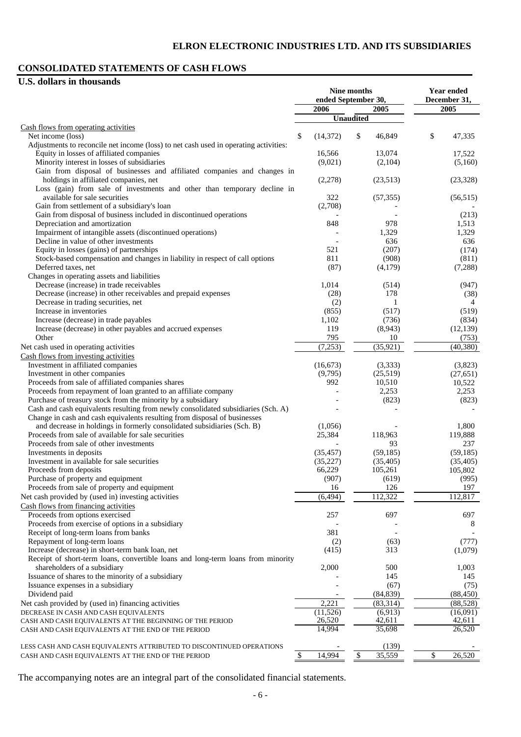## ELRON ELECTRONIC INDUSTRIES LTD. AND ITS SUBSIDIARIES

## CONSOLIDATED STATEMENTS OF CASH FLOWS

**U.S. dollars in thousands**

| | Nine months ended September 30, 2006 | Nine months ended September 30, 2005 | Year ended December 31, 2005 |
|---|---|---|---|
| | Unaudited | Unaudited | |
| Cash flows from operating activities | | | |
| Net income (loss) | $ (14,372) | $ 46,849 | $ 47,335 |
| Adjustments to reconcile net income (loss) to net cash used in operating activities: | | | |
| Equity in losses of affiliated companies | 16,566 | 13,074 | 17,522 |
| Minority interest in losses of subsidiaries | (9,021) | (2,104) | (5,160) |
| Gain from disposal of businesses and affiliated companies and changes in holdings in affiliated companies, net | (2,278) | (23,513) | (23,328) |
| Loss (gain) from sale of investments and other than temporary decline in available for sale securities | 322 | (57,355) | (56,515) |
| Gain from settlement of a subsidiary's loan | (2,708) | - | - |
| Gain from disposal of business included in discontinued operations | - | - | (213) |
| Depreciation and amortization | 848 | 978 | 1,513 |
| Impairment of intangible assets (discontinued operations) | - | 1,329 | 1,329 |
| Decline in value of other investments | - | 636 | 636 |
| Equity in losses (gains) of partnerships | 521 | (207) | (174) |
| Stock-based compensation and changes in liability in respect of call options | 811 | (908) | (811) |
| Deferred taxes, net | (87) | (4,179) | (7,288) |
| Changes in operating assets and liabilities | | | |
| Decrease (increase) in trade receivables | 1,014 | (514) | (947) |
| Decrease (increase) in other receivables and prepaid expenses | (28) | 178 | (38) |
| Decrease in trading securities, net | (2) | 1 | 4 |
| Increase in inventories | (855) | (517) | (519) |
| Increase (decrease) in trade payables | 1,102 | (736) | (834) |
| Increase (decrease) in other payables and accrued expenses | 119 | (8,943) | (12,139) |
| Other | 795 | 10 | (753) |
| Net cash used in operating activities | (7,253) | (35,921) | (40,380) |
| Cash flows from investing activities | | | |
| Investment in affiliated companies | (16,673) | (3,333) | (3,823) |
| Investment in other companies | (9,795) | (25,519) | (27,651) |
| Proceeds from sale of affiliated companies shares | 992 | 10,510 | 10,522 |
| Proceeds from repayment of loan granted to an affiliate company | - | 2,253 | 2,253 |
| Purchase of treasury stock from the minority by a subsidiary | - | (823) | (823) |
| Cash and cash equivalents resulting from newly consolidated subsidiaries (Sch. A) | - | - | - |
| Change in cash and cash equivalents resulting from disposal of businesses and decrease in holdings in formerly consolidated subsidiaries (Sch. B) | (1,056) | - | 1,800 |
| Proceeds from sale of available for sale securities | 25,384 | 118,963 | 119,888 |
| Proceeds from sale of other investments | - | 93 | 237 |
| Investments in deposits | (35,457) | (59,185) | (59,185) |
| Investment in available for sale securities | (35,227) | (35,405) | (35,405) |
| Proceeds from deposits | 66,229 | 105,261 | 105,802 |
| Purchase of property and equipment | (907) | (619) | (995) |
| Proceeds from sale of property and equipment | 16 | 126 | 197 |
| Net cash provided by (used in) investing activities | (6,494) | 112,322 | 112,817 |
| Cash flows from financing activities | | | |
| Proceeds from options exercised | 257 | 697 | 697 |
| Proceeds from exercise of options in a subsidiary | - | - | 8 |
| Receipt of long-term loans from banks | 381 | - | - |
| Repayment of long-term loans | (2) | (63) | (777) |
| Increase (decrease) in short-term bank loan, net | (415) | 313 | (1,079) |
| Receipt of short-term loans, convertible loans and long-term loans from minority shareholders of a subsidiary | 2,000 | 500 | 1,003 |
| Issuance of shares to the minority of a subsidiary | - | 145 | 145 |
| Issuance expenses in a subsidiary | - | (67) | (75) |
| Dividend paid | - | (84,839) | (88,450) |
| Net cash provided by (used in) financing activities | 2,221 | (83,314) | (88,528) |
| DECREASE IN CASH AND CASH EQUIVALENTS | (11,526) | (6,913) | (16,091) |
| CASH AND CASH EQUIVALENTS AT THE BEGINNING OF THE PERIOD | 26,520 | 42,611 | 42,611 |
| CASH AND CASH EQUIVALENTS AT THE END OF THE PERIOD | 14,994 | 35,698 | 26,520 |
| LESS CASH AND CASH EQUIVALENTS ATTRIBUTED TO DISCONTINUED OPERATIONS | - | (139) | - |
| CASH AND CASH EQUIVALENTS AT THE END OF THE PERIOD | $ 14,994 | $ 35,559 | $ 26,520 |

The accompanying notes are an integral part of the consolidated financial statements.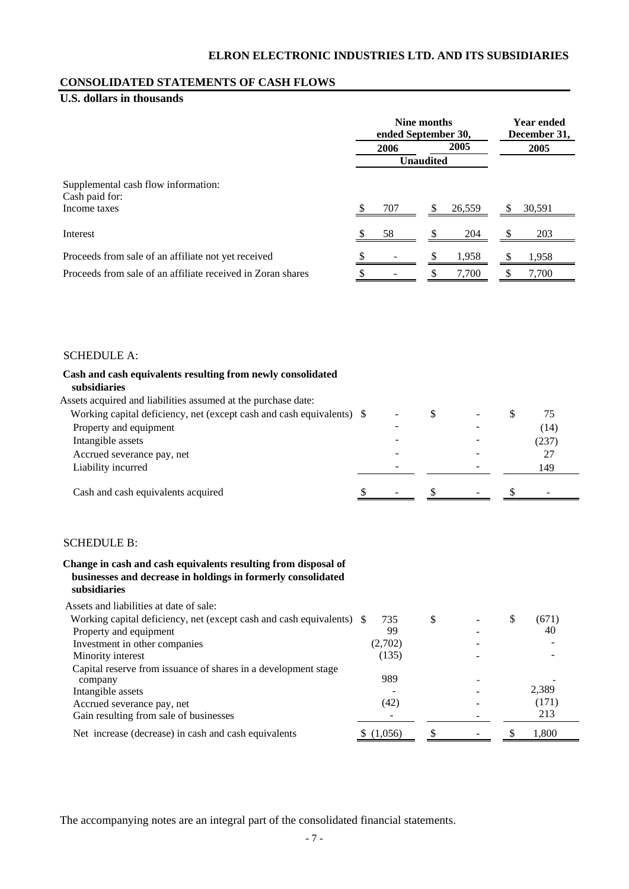**ELRON ELECTRONIC INDUSTRIES LTD. AND ITS SUBSIDIARIES**

**CONSOLIDATED STATEMENTS OF CASH FLOWS**

**U.S. dollars in thousands**

| | Nine months ended September 30, 2006 | Nine months ended September 30, 2005 | Year ended December 31, 2005 |
|---|---|---|---|
| | Unaudited | Unaudited | |
| Supplemental cash flow information: | | | |
| Cash paid for: | | | |
| Income taxes | $ 707 | $ 26,559 | $ 30,591 |
| Interest | $ 58 | $ 204 | $ 203 |
| Proceeds from sale of an affiliate not yet received | $ - | $ 1,958 | $ 1,958 |
| Proceeds from sale of an affiliate received in Zoran shares | $ - | $ 7,700 | $ 7,700 |

SCHEDULE A:

| **Cash and cash equivalents resulting from newly consolidated subsidiaries** | Nine months ended September 30, 2006 | Nine months ended September 30, 2005 | Year ended December 31, 2005 |
|---|---|---|---|
| Assets acquired and liabilities assumed at the purchase date: | | | |
| Working capital deficiency, net (except cash and cash equivalents) | $ - | $ - | $ 75 |
| Property and equipment | - | - | (14) |
| Intangible assets | - | - | (237) |
| Accrued severance pay, net | - | - | 27 |
| Liability incurred | - | - | 149 |
| Cash and cash equivalents acquired | $ - | $ - | $ - |

SCHEDULE B:

| **Change in cash and cash equivalents resulting from disposal of businesses and decrease in holdings in formerly consolidated subsidiaries** | Nine months ended September 30, 2006 | Nine months ended September 30, 2005 | Year ended December 31, 2005 |
|---|---|---|---|
| Assets and liabilities at date of sale: | | | |
| Working capital deficiency, net (except cash and cash equivalents) | $ 735 | $ - | $ (671) |
| Property and equipment | 99 | - | 40 |
| Investment in other companies | (2,702) | - | - |
| Minority interest | (135) | - | - |
| Capital reserve from issuance of shares in a development stage company | 989 | - | - |
| Intangible assets | - | - | 2,389 |
| Accrued severance pay, net | (42) | - | (171) |
| Gain resulting from sale of businesses | - | - | 213 |
| Net increase (decrease) in cash and cash equivalents | $ (1,056) | $ - | $ 1,800 |

The accompanying notes are an integral part of the consolidated financial statements.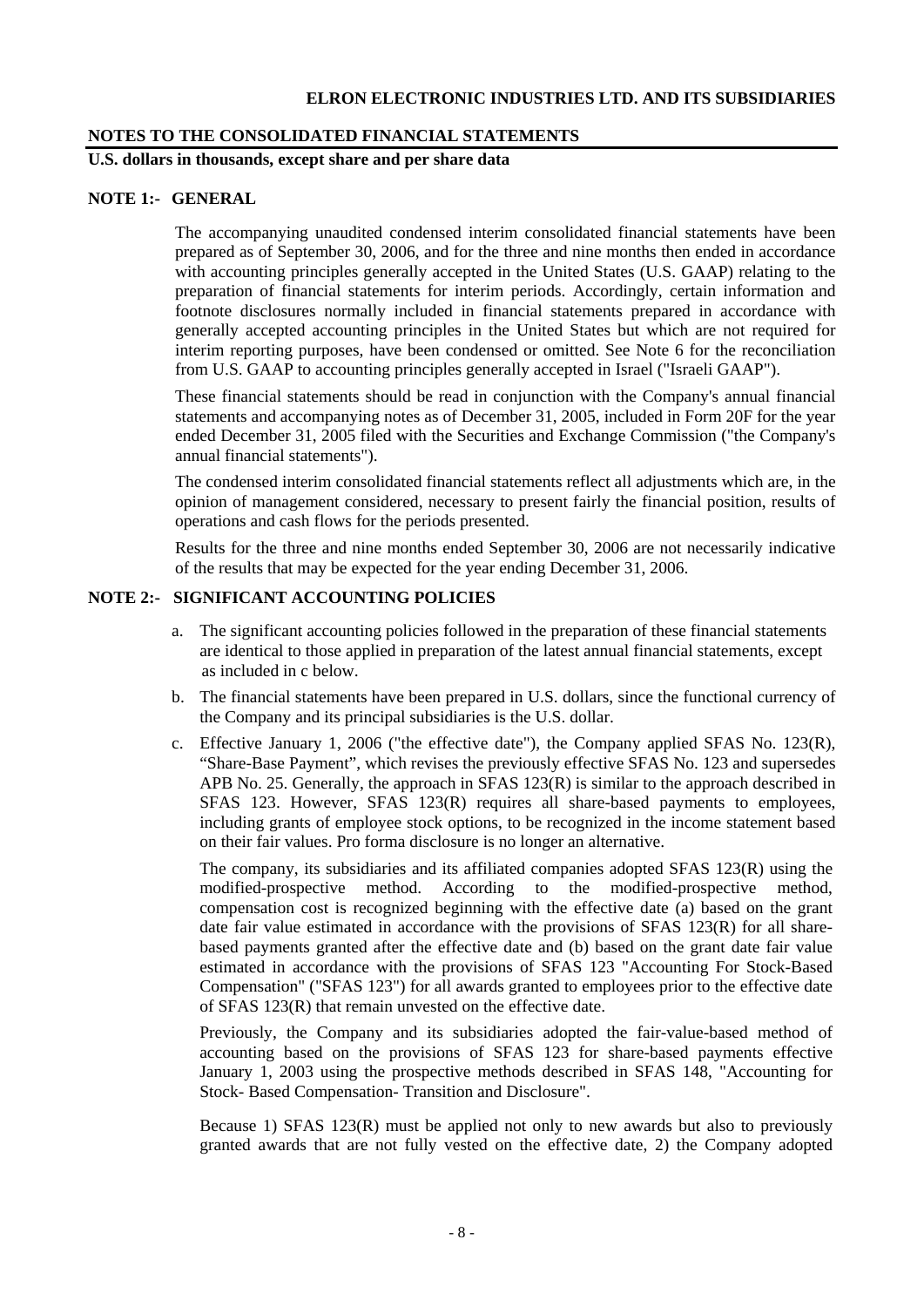**NOTES TO THE CONSOLIDATED FINANCIAL STATEMENTS**

**U.S. dollars in thousands, except share and per share data**

## NOTE 1:- GENERAL

The accompanying unaudited condensed interim consolidated financial statements have been prepared as of September 30, 2006, and for the three and nine months then ended in accordance with accounting principles generally accepted in the United States (U.S. GAAP) relating to the preparation of financial statements for interim periods. Accordingly, certain information and footnote disclosures normally included in financial statements prepared in accordance with generally accepted accounting principles in the United States but which are not required for interim reporting purposes, have been condensed or omitted. See Note 6 for the reconciliation from U.S. GAAP to accounting principles generally accepted in Israel ("Israeli GAAP").

These financial statements should be read in conjunction with the Company's annual financial statements and accompanying notes as of December 31, 2005, included in Form 20F for the year ended December 31, 2005 filed with the Securities and Exchange Commission ("the Company's annual financial statements").

The condensed interim consolidated financial statements reflect all adjustments which are, in the opinion of management considered, necessary to present fairly the financial position, results of operations and cash flows for the periods presented.

Results for the three and nine months ended September 30, 2006 are not necessarily indicative of the results that may be expected for the year ending December 31, 2006.

## NOTE 2:- SIGNIFICANT ACCOUNTING POLICIES

a. The significant accounting policies followed in the preparation of these financial statements are identical to those applied in preparation of the latest annual financial statements, except as included in c below.

b. The financial statements have been prepared in U.S. dollars, since the functional currency of the Company and its principal subsidiaries is the U.S. dollar.

c. Effective January 1, 2006 ("the effective date"), the Company applied SFAS No. 123(R), "Share-Base Payment", which revises the previously effective SFAS No. 123 and supersedes APB No. 25. Generally, the approach in SFAS 123(R) is similar to the approach described in SFAS 123. However, SFAS 123(R) requires all share-based payments to employees, including grants of employee stock options, to be recognized in the income statement based on their fair values. Pro forma disclosure is no longer an alternative.

   The company, its subsidiaries and its affiliated companies adopted SFAS 123(R) using the modified-prospective method. According to the modified-prospective method, compensation cost is recognized beginning with the effective date (a) based on the grant date fair value estimated in accordance with the provisions of SFAS 123(R) for all share-based payments granted after the effective date and (b) based on the grant date fair value estimated in accordance with the provisions of SFAS 123 "Accounting For Stock-Based Compensation" ("SFAS 123") for all awards granted to employees prior to the effective date of SFAS 123(R) that remain unvested on the effective date.

   Previously, the Company and its subsidiaries adopted the fair-value-based method of accounting based on the provisions of SFAS 123 for share-based payments effective January 1, 2003 using the prospective methods described in SFAS 148, "Accounting for Stock- Based Compensation- Transition and Disclosure".

   Because 1) SFAS 123(R) must be applied not only to new awards but also to previously granted awards that are not fully vested on the effective date, 2) the Company adopted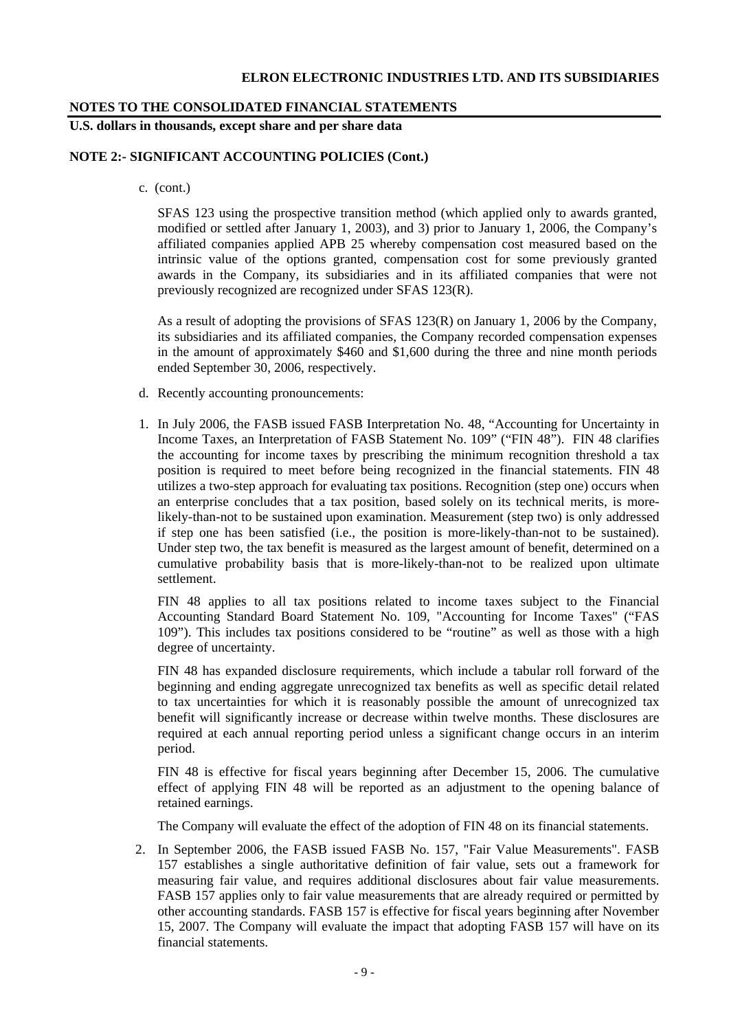**NOTE 2:- SIGNIFICANT ACCOUNTING POLICIES (Cont.)**

c. (cont.)

SFAS 123 using the prospective transition method (which applied only to awards granted, modified or settled after January 1, 2003), and 3) prior to January 1, 2006, the Company's affiliated companies applied APB 25 whereby compensation cost measured based on the intrinsic value of the options granted, compensation cost for some previously granted awards in the Company, its subsidiaries and in its affiliated companies that were not previously recognized are recognized under SFAS 123(R).

As a result of adopting the provisions of SFAS 123(R) on January 1, 2006 by the Company, its subsidiaries and its affiliated companies, the Company recorded compensation expenses in the amount of approximately $460 and $1,600 during the three and nine month periods ended September 30, 2006, respectively.

d. Recently accounting pronouncements:

1. In July 2006, the FASB issued FASB Interpretation No. 48, "Accounting for Uncertainty in Income Taxes, an Interpretation of FASB Statement No. 109" ("FIN 48"). FIN 48 clarifies the accounting for income taxes by prescribing the minimum recognition threshold a tax position is required to meet before being recognized in the financial statements. FIN 48 utilizes a two-step approach for evaluating tax positions. Recognition (step one) occurs when an enterprise concludes that a tax position, based solely on its technical merits, is more-likely-than-not to be sustained upon examination. Measurement (step two) is only addressed if step one has been satisfied (i.e., the position is more-likely-than-not to be sustained). Under step two, the tax benefit is measured as the largest amount of benefit, determined on a cumulative probability basis that is more-likely-than-not to be realized upon ultimate settlement.

   FIN 48 applies to all tax positions related to income taxes subject to the Financial Accounting Standard Board Statement No. 109, "Accounting for Income Taxes" ("FAS 109"). This includes tax positions considered to be "routine" as well as those with a high degree of uncertainty.

   FIN 48 has expanded disclosure requirements, which include a tabular roll forward of the beginning and ending aggregate unrecognized tax benefits as well as specific detail related to tax uncertainties for which it is reasonably possible the amount of unrecognized tax benefit will significantly increase or decrease within twelve months. These disclosures are required at each annual reporting period unless a significant change occurs in an interim period.

   FIN 48 is effective for fiscal years beginning after December 15, 2006. The cumulative effect of applying FIN 48 will be reported as an adjustment to the opening balance of retained earnings.

   The Company will evaluate the effect of the adoption of FIN 48 on its financial statements.

2. In September 2006, the FASB issued FASB No. 157, "Fair Value Measurements". FASB 157 establishes a single authoritative definition of fair value, sets out a framework for measuring fair value, and requires additional disclosures about fair value measurements. FASB 157 applies only to fair value measurements that are already required or permitted by other accounting standards. FASB 157 is effective for fiscal years beginning after November 15, 2007. The Company will evaluate the impact that adopting FASB 157 will have on its financial statements.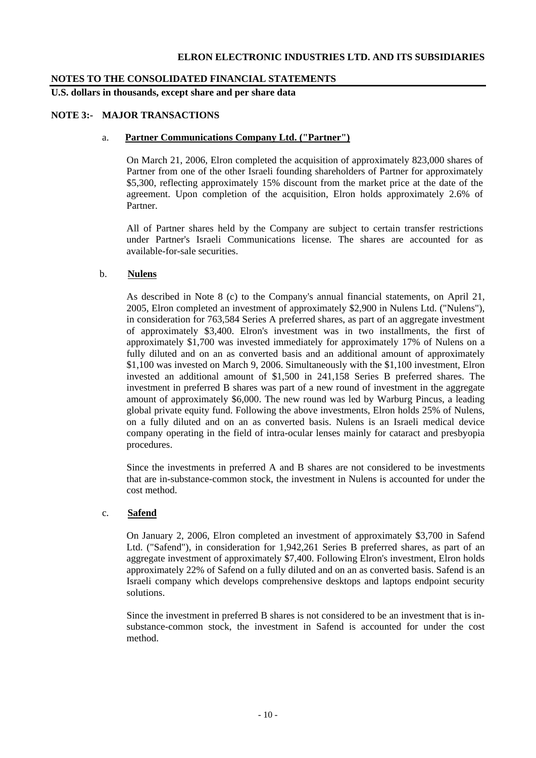**NOTES TO THE CONSOLIDATED FINANCIAL STATEMENTS**

**U.S. dollars in thousands, except share and per share data**

## NOTE 3:- MAJOR TRANSACTIONS

a. **Partner Communications Company Ltd. ("Partner")**

On March 21, 2006, Elron completed the acquisition of approximately 823,000 shares of Partner from one of the other Israeli founding shareholders of Partner for approximately $5,300, reflecting approximately 15% discount from the market price at the date of the agreement. Upon completion of the acquisition, Elron holds approximately 2.6% of Partner.

All of Partner shares held by the Company are subject to certain transfer restrictions under Partner's Israeli Communications license. The shares are accounted for as available-for-sale securities.

b. **Nulens**

As described in Note 8 (c) to the Company's annual financial statements, on April 21, 2005, Elron completed an investment of approximately $2,900 in Nulens Ltd. ("Nulens"), in consideration for 763,584 Series A preferred shares, as part of an aggregate investment of approximately $3,400. Elron's investment was in two installments, the first of approximately $1,700 was invested immediately for approximately 17% of Nulens on a fully diluted and on an as converted basis and an additional amount of approximately $1,100 was invested on March 9, 2006. Simultaneously with the $1,100 investment, Elron invested an additional amount of $1,500 in 241,158 Series B preferred shares. The investment in preferred B shares was part of a new round of investment in the aggregate amount of approximately $6,000. The new round was led by Warburg Pincus, a leading global private equity fund. Following the above investments, Elron holds 25% of Nulens, on a fully diluted and on an as converted basis. Nulens is an Israeli medical device company operating in the field of intra-ocular lenses mainly for cataract and presbyopia procedures.

Since the investments in preferred A and B shares are not considered to be investments that are in-substance-common stock, the investment in Nulens is accounted for under the cost method.

c. **Safend**

On January 2, 2006, Elron completed an investment of approximately $3,700 in Safend Ltd. ("Safend"), in consideration for 1,942,261 Series B preferred shares, as part of an aggregate investment of approximately $7,400. Following Elron's investment, Elron holds approximately 22% of Safend on a fully diluted and on an as converted basis. Safend is an Israeli company which develops comprehensive desktops and laptops endpoint security solutions.

Since the investment in preferred B shares is not considered to be an investment that is in-substance-common stock, the investment in Safend is accounted for under the cost method.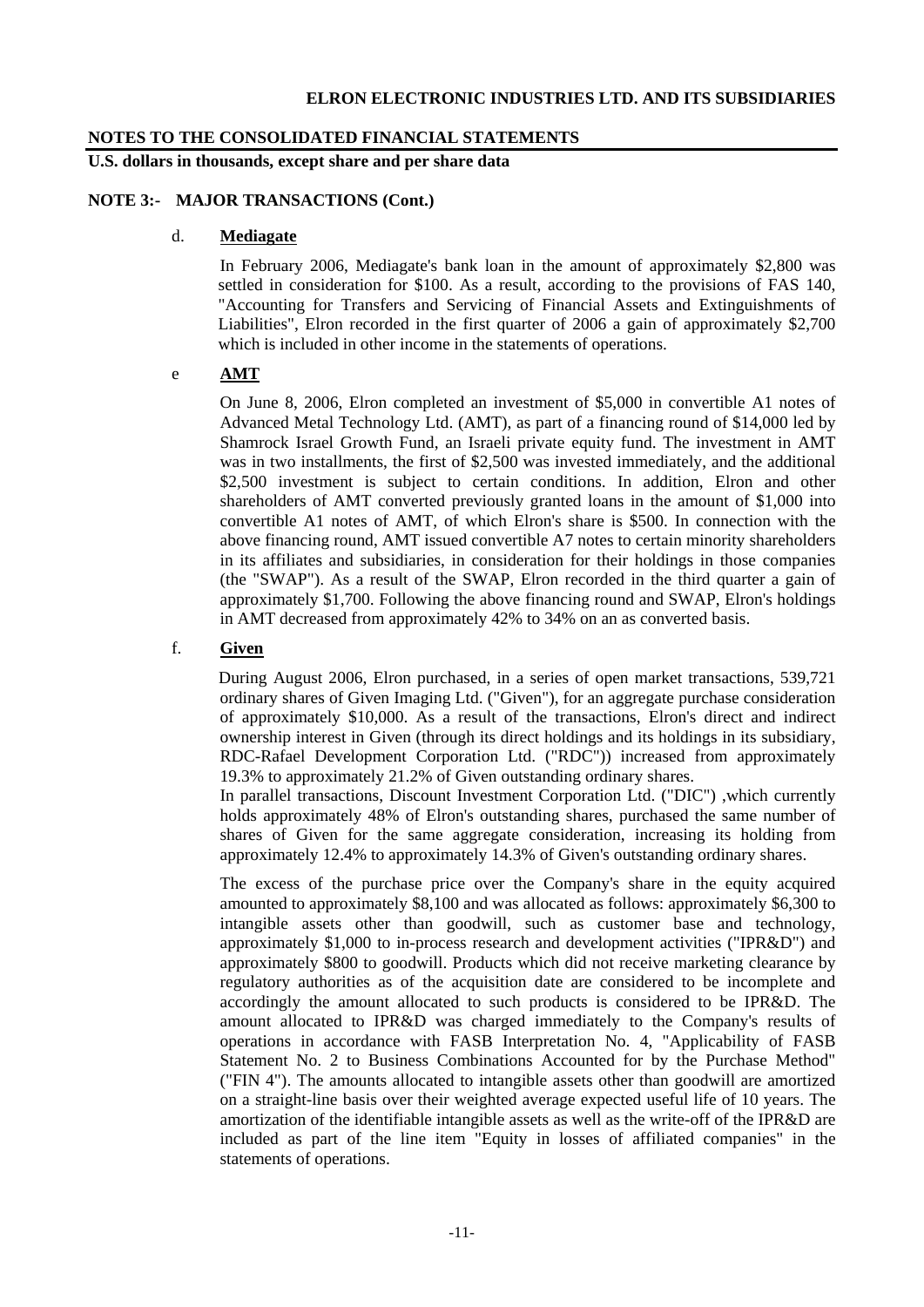**NOTES TO THE CONSOLIDATED FINANCIAL STATEMENTS**

**U.S. dollars in thousands, except share and per share data**

**NOTE 3:- MAJOR TRANSACTIONS (Cont.)**

d. **Mediagate**

In February 2006, Mediagate's bank loan in the amount of approximately $2,800 was settled in consideration for $100. As a result, according to the provisions of FAS 140, "Accounting for Transfers and Servicing of Financial Assets and Extinguishments of Liabilities", Elron recorded in the first quarter of 2006 a gain of approximately $2,700 which is included in other income in the statements of operations.

e **AMT**

On June 8, 2006, Elron completed an investment of $5,000 in convertible A1 notes of Advanced Metal Technology Ltd. (AMT), as part of a financing round of $14,000 led by Shamrock Israel Growth Fund, an Israeli private equity fund. The investment in AMT was in two installments, the first of $2,500 was invested immediately, and the additional $2,500 investment is subject to certain conditions. In addition, Elron and other shareholders of AMT converted previously granted loans in the amount of $1,000 into convertible A1 notes of AMT, of which Elron's share is $500. In connection with the above financing round, AMT issued convertible A7 notes to certain minority shareholders in its affiliates and subsidiaries, in consideration for their holdings in those companies (the "SWAP"). As a result of the SWAP, Elron recorded in the third quarter a gain of approximately $1,700. Following the above financing round and SWAP, Elron's holdings in AMT decreased from approximately 42% to 34% on an as converted basis.

f. **Given**

During August 2006, Elron purchased, in a series of open market transactions, 539,721 ordinary shares of Given Imaging Ltd. ("Given"), for an aggregate purchase consideration of approximately $10,000. As a result of the transactions, Elron's direct and indirect ownership interest in Given (through its direct holdings and its holdings in its subsidiary, RDC-Rafael Development Corporation Ltd. ("RDC")) increased from approximately 19.3% to approximately 21.2% of Given outstanding ordinary shares.

In parallel transactions, Discount Investment Corporation Ltd. ("DIC") ,which currently holds approximately 48% of Elron's outstanding shares, purchased the same number of shares of Given for the same aggregate consideration, increasing its holding from approximately 12.4% to approximately 14.3% of Given's outstanding ordinary shares.

The excess of the purchase price over the Company's share in the equity acquired amounted to approximately $8,100 and was allocated as follows: approximately $6,300 to intangible assets other than goodwill, such as customer base and technology, approximately $1,000 to in-process research and development activities ("IPR&D") and approximately $800 to goodwill. Products which did not receive marketing clearance by regulatory authorities as of the acquisition date are considered to be incomplete and accordingly the amount allocated to such products is considered to be IPR&D. The amount allocated to IPR&D was charged immediately to the Company's results of operations in accordance with FASB Interpretation No. 4, "Applicability of FASB Statement No. 2 to Business Combinations Accounted for by the Purchase Method" ("FIN 4"). The amounts allocated to intangible assets other than goodwill are amortized on a straight-line basis over their weighted average expected useful life of 10 years. The amortization of the identifiable intangible assets as well as the write-off of the IPR&D are included as part of the line item "Equity in losses of affiliated companies" in the statements of operations.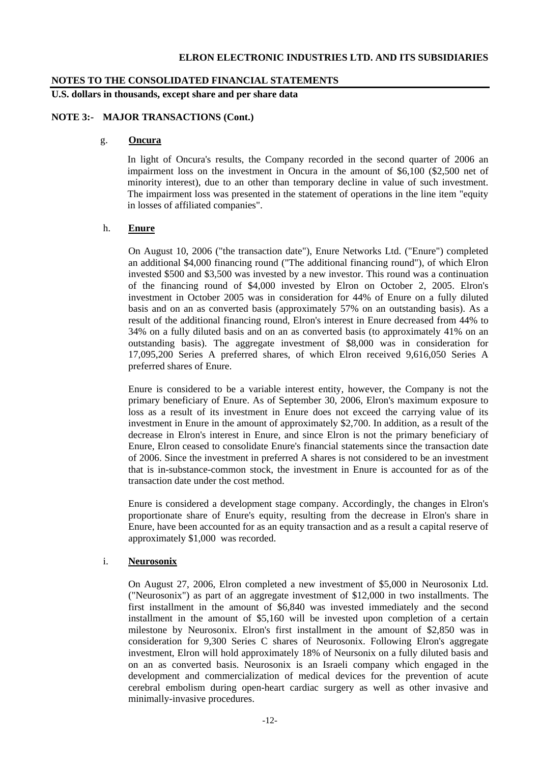## NOTE 3:- MAJOR TRANSACTIONS (Cont.)

### g. **Oncura**

In light of Oncura's results, the Company recorded in the second quarter of 2006 an impairment loss on the investment in Oncura in the amount of $6,100 ($2,500 net of minority interest), due to an other than temporary decline in value of such investment. The impairment loss was presented in the statement of operations in the line item "equity in losses of affiliated companies".

### h. **Enure**

On August 10, 2006 ("the transaction date"), Enure Networks Ltd. ("Enure") completed an additional $4,000 financing round ("The additional financing round"), of which Elron invested $500 and $3,500 was invested by a new investor. This round was a continuation of the financing round of $4,000 invested by Elron on October 2, 2005. Elron's investment in October 2005 was in consideration for 44% of Enure on a fully diluted basis and on an as converted basis (approximately 57% on an outstanding basis). As a result of the additional financing round, Elron's interest in Enure decreased from 44% to 34% on a fully diluted basis and on an as converted basis (to approximately 41% on an outstanding basis). The aggregate investment of $8,000 was in consideration for 17,095,200 Series A preferred shares, of which Elron received 9,616,050 Series A preferred shares of Enure.

Enure is considered to be a variable interest entity, however, the Company is not the primary beneficiary of Enure. As of September 30, 2006, Elron's maximum exposure to loss as a result of its investment in Enure does not exceed the carrying value of its investment in Enure in the amount of approximately $2,700. In addition, as a result of the decrease in Elron's interest in Enure, and since Elron is not the primary beneficiary of Enure, Elron ceased to consolidate Enure's financial statements since the transaction date of 2006. Since the investment in preferred A shares is not considered to be an investment that is in-substance-common stock, the investment in Enure is accounted for as of the transaction date under the cost method.

Enure is considered a development stage company. Accordingly, the changes in Elron's proportionate share of Enure's equity, resulting from the decrease in Elron's share in Enure, have been accounted for as an equity transaction and as a result a capital reserve of approximately $1,000 was recorded.

### i. **Neurosonix**

On August 27, 2006, Elron completed a new investment of $5,000 in Neurosonix Ltd. ("Neurosonix") as part of an aggregate investment of $12,000 in two installments. The first installment in the amount of $6,840 was invested immediately and the second installment in the amount of $5,160 will be invested upon completion of a certain milestone by Neurosonix. Elron's first installment in the amount of $2,850 was in consideration for 9,300 Series C shares of Neurosonix. Following Elron's aggregate investment, Elron will hold approximately 18% of Neursonix on a fully diluted basis and on an as converted basis. Neurosonix is an Israeli company which engaged in the development and commercialization of medical devices for the prevention of acute cerebral embolism during open-heart cardiac surgery as well as other invasive and minimally-invasive procedures.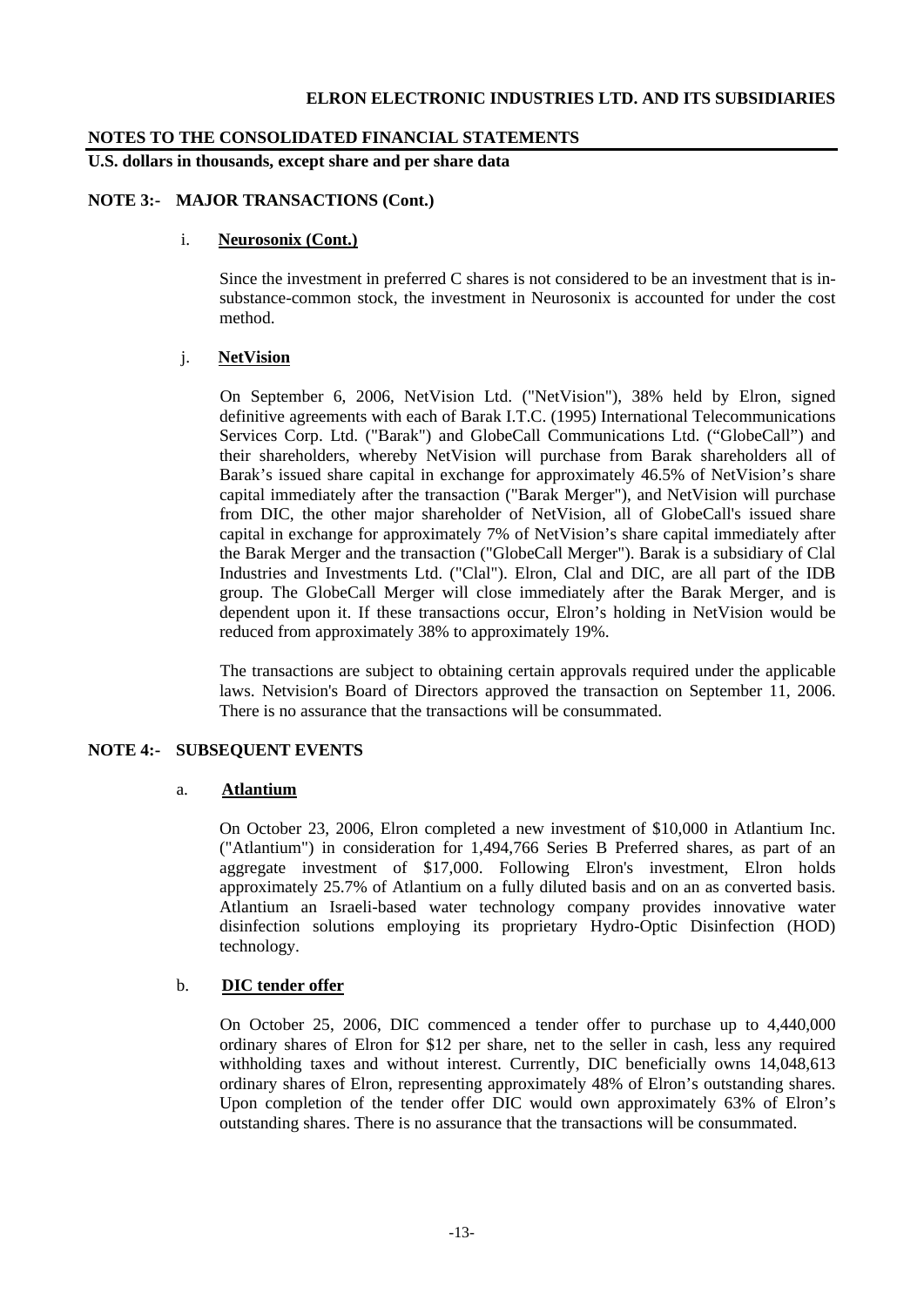**NOTES TO THE CONSOLIDATED FINANCIAL STATEMENTS**

**U.S. dollars in thousands, except share and per share data**

**NOTE 3:- MAJOR TRANSACTIONS (Cont.)**

i. **Neurosonix (Cont.)**

Since the investment in preferred C shares is not considered to be an investment that is in-substance-common stock, the investment in Neurosonix is accounted for under the cost method.

j. **NetVision**

On September 6, 2006, NetVision Ltd. ("NetVision"), 38% held by Elron, signed definitive agreements with each of Barak I.T.C. (1995) International Telecommunications Services Corp. Ltd. ("Barak") and GlobeCall Communications Ltd. ("GlobeCall") and their shareholders, whereby NetVision will purchase from Barak shareholders all of Barak's issued share capital in exchange for approximately 46.5% of NetVision's share capital immediately after the transaction ("Barak Merger"), and NetVision will purchase from DIC, the other major shareholder of NetVision, all of GlobeCall's issued share capital in exchange for approximately 7% of NetVision's share capital immediately after the Barak Merger and the transaction ("GlobeCall Merger"). Barak is a subsidiary of Clal Industries and Investments Ltd. ("Clal"). Elron, Clal and DIC, are all part of the IDB group. The GlobeCall Merger will close immediately after the Barak Merger, and is dependent upon it. If these transactions occur, Elron's holding in NetVision would be reduced from approximately 38% to approximately 19%.

The transactions are subject to obtaining certain approvals required under the applicable laws. Netvision's Board of Directors approved the transaction on September 11, 2006. There is no assurance that the transactions will be consummated.

**NOTE 4:- SUBSEQUENT EVENTS**

a. **Atlantium**

On October 23, 2006, Elron completed a new investment of $10,000 in Atlantium Inc. ("Atlantium") in consideration for 1,494,766 Series B Preferred shares, as part of an aggregate investment of $17,000. Following Elron's investment, Elron holds approximately 25.7% of Atlantium on a fully diluted basis and on an as converted basis. Atlantium an Israeli-based water technology company provides innovative water disinfection solutions employing its proprietary Hydro-Optic Disinfection (HOD) technology.

b. **DIC tender offer**

On October 25, 2006, DIC commenced a tender offer to purchase up to 4,440,000 ordinary shares of Elron for $12 per share, net to the seller in cash, less any required withholding taxes and without interest. Currently, DIC beneficially owns 14,048,613 ordinary shares of Elron, representing approximately 48% of Elron's outstanding shares. Upon completion of the tender offer DIC would own approximately 63% of Elron's outstanding shares. There is no assurance that the transactions will be consummated.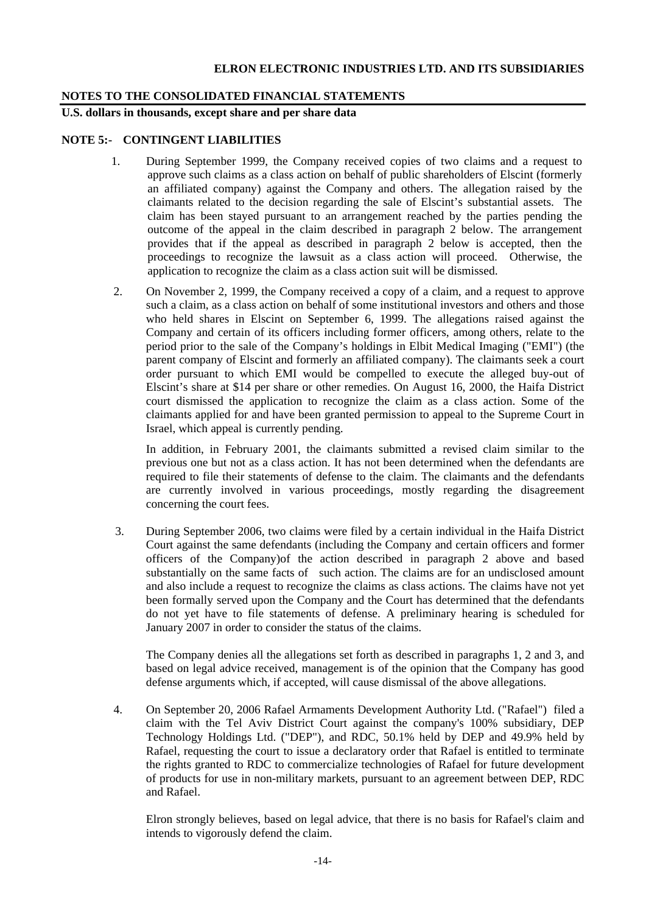## NOTES TO THE CONSOLIDATED FINANCIAL STATEMENTS

**U.S. dollars in thousands, except share and per share data**

### NOTE 5:- CONTINGENT LIABILITIES

1. During September 1999, the Company received copies of two claims and a request to approve such claims as a class action on behalf of public shareholders of Elscint (formerly an affiliated company) against the Company and others. The allegation raised by the claimants related to the decision regarding the sale of Elscint's substantial assets. The claim has been stayed pursuant to an arrangement reached by the parties pending the outcome of the appeal in the claim described in paragraph 2 below. The arrangement provides that if the appeal as described in paragraph 2 below is accepted, then the proceedings to recognize the lawsuit as a class action will proceed. Otherwise, the application to recognize the claim as a class action suit will be dismissed.

2. On November 2, 1999, the Company received a copy of a claim, and a request to approve such a claim, as a class action on behalf of some institutional investors and others and those who held shares in Elscint on September 6, 1999. The allegations raised against the Company and certain of its officers including former officers, among others, relate to the period prior to the sale of the Company's holdings in Elbit Medical Imaging ("EMI") (the parent company of Elscint and formerly an affiliated company). The claimants seek a court order pursuant to which EMI would be compelled to execute the alleged buy-out of Elscint's share at $14 per share or other remedies. On August 16, 2000, the Haifa District court dismissed the application to recognize the claim as a class action. Some of the claimants applied for and have been granted permission to appeal to the Supreme Court in Israel, which appeal is currently pending.

   In addition, in February 2001, the claimants submitted a revised claim similar to the previous one but not as a class action. It has not been determined when the defendants are required to file their statements of defense to the claim. The claimants and the defendants are currently involved in various proceedings, mostly regarding the disagreement concerning the court fees.

3. During September 2006, two claims were filed by a certain individual in the Haifa District Court against the same defendants (including the Company and certain officers and former officers of the Company)of the action described in paragraph 2 above and based substantially on the same facts of such action. The claims are for an undisclosed amount and also include a request to recognize the claims as class actions. The claims have not yet been formally served upon the Company and the Court has determined that the defendants do not yet have to file statements of defense. A preliminary hearing is scheduled for January 2007 in order to consider the status of the claims.

   The Company denies all the allegations set forth as described in paragraphs 1, 2 and 3, and based on legal advice received, management is of the opinion that the Company has good defense arguments which, if accepted, will cause dismissal of the above allegations.

4. On September 20, 2006 Rafael Armaments Development Authority Ltd. ("Rafael") filed a claim with the Tel Aviv District Court against the company's 100% subsidiary, DEP Technology Holdings Ltd. ("DEP"), and RDC, 50.1% held by DEP and 49.9% held by Rafael, requesting the court to issue a declaratory order that Rafael is entitled to terminate the rights granted to RDC to commercialize technologies of Rafael for future development of products for use in non-military markets, pursuant to an agreement between DEP, RDC and Rafael.

   Elron strongly believes, based on legal advice, that there is no basis for Rafael's claim and intends to vigorously defend the claim.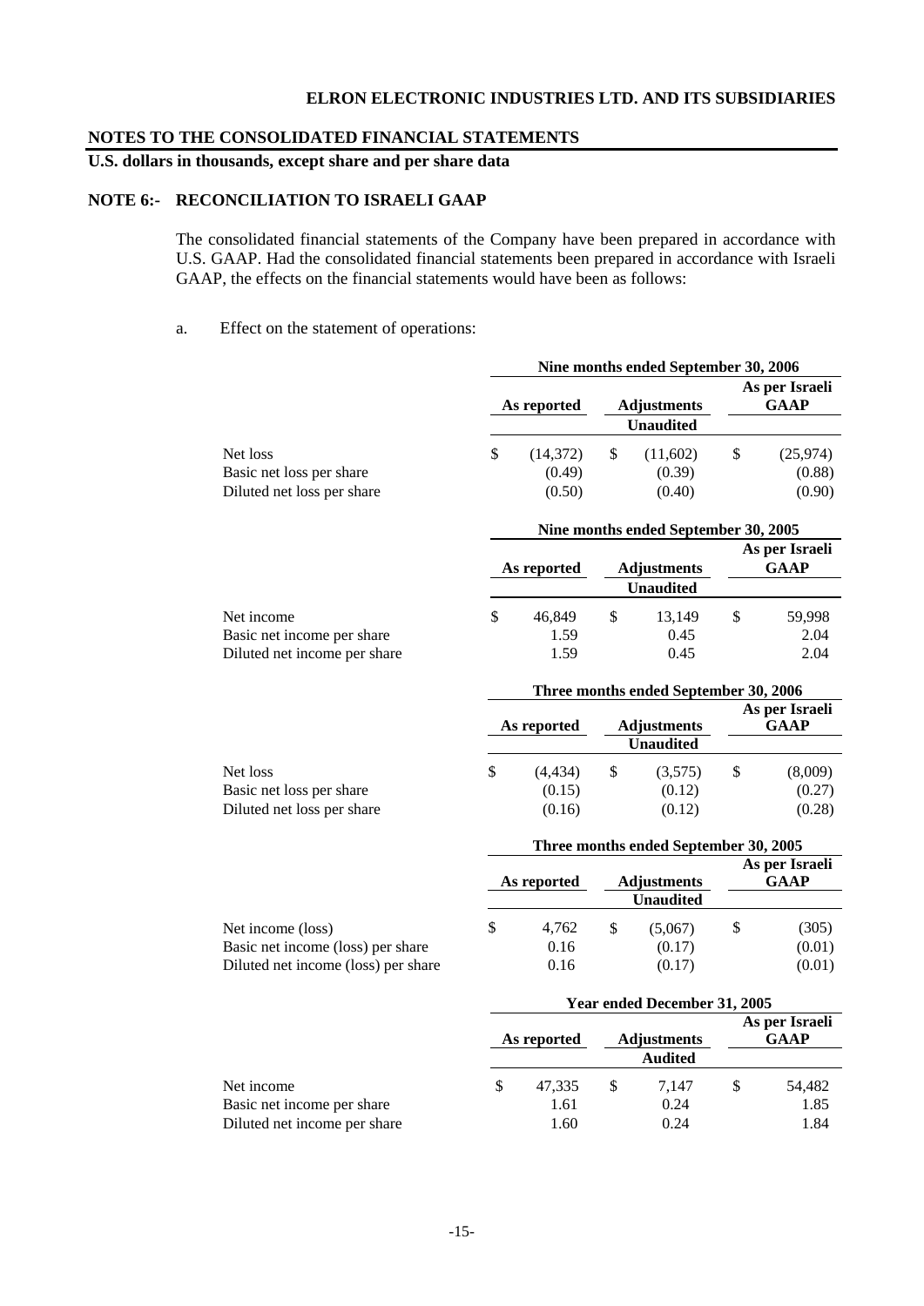**ELRON ELECTRONIC INDUSTRIES LTD. AND ITS SUBSIDIARIES**

**NOTES TO THE CONSOLIDATED FINANCIAL STATEMENTS**

**U.S. dollars in thousands, except share and per share data**

**NOTE 6:- RECONCILIATION TO ISRAELI GAAP**

The consolidated financial statements of the Company have been prepared in accordance with U.S. GAAP. Had the consolidated financial statements been prepared in accordance with Israeli GAAP, the effects on the financial statements would have been as follows:

a. Effect on the statement of operations:

| | Nine months ended September 30, 2006 | | |
|---|---|---|---|
| | As reported | Adjustments | As per Israeli GAAP |
| | | Unaudited | |
| Net loss | $ (14,372) | $ (11,602) | $ (25,974) |
| Basic net loss per share | (0.49) | (0.39) | (0.88) |
| Diluted net loss per share | (0.50) | (0.40) | (0.90) |

| | Nine months ended September 30, 2005 | | |
|---|---|---|---|
| | As reported | Adjustments | As per Israeli GAAP |
| | | Unaudited | |
| Net income | $ 46,849 | $ 13,149 | $ 59,998 |
| Basic net income per share | 1.59 | 0.45 | 2.04 |
| Diluted net income per share | 1.59 | 0.45 | 2.04 |

| | Three months ended September 30, 2006 | | |
|---|---|---|---|
| | As reported | Adjustments | As per Israeli GAAP |
| | | Unaudited | |
| Net loss | $ (4,434) | $ (3,575) | $ (8,009) |
| Basic net loss per share | (0.15) | (0.12) | (0.27) |
| Diluted net loss per share | (0.16) | (0.12) | (0.28) |

| | Three months ended September 30, 2005 | | |
|---|---|---|---|
| | As reported | Adjustments | As per Israeli GAAP |
| | | Unaudited | |
| Net income (loss) | $ 4,762 | $ (5,067) | $ (305) |
| Basic net income (loss) per share | 0.16 | (0.17) | (0.01) |
| Diluted net income (loss) per share | 0.16 | (0.17) | (0.01) |

| | Year ended December 31, 2005 | | |
|---|---|---|---|
| | As reported | Adjustments | As per Israeli GAAP |
| | | Audited | |
| Net income | $ 47,335 | $ 7,147 | $ 54,482 |
| Basic net income per share | 1.61 | 0.24 | 1.85 |
| Diluted net income per share | 1.60 | 0.24 | 1.84 |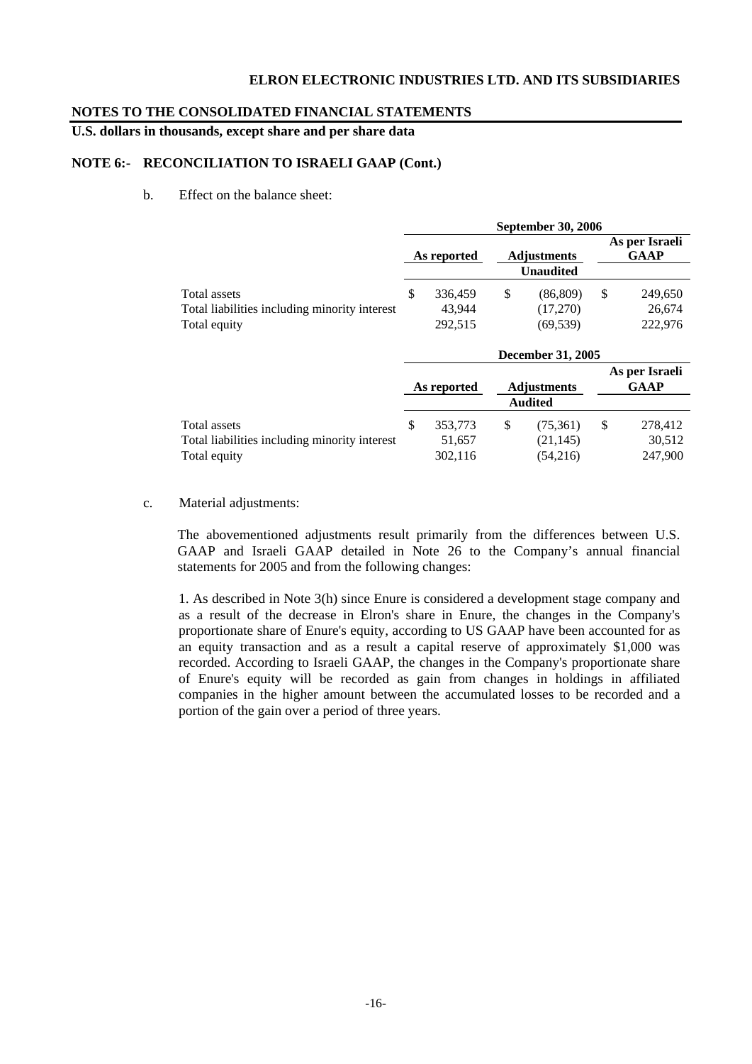**ELRON ELECTRONIC INDUSTRIES LTD. AND ITS SUBSIDIARIES**

**NOTES TO THE CONSOLIDATED FINANCIAL STATEMENTS**

**U.S. dollars in thousands, except share and per share data**

**NOTE 6:- RECONCILIATION TO ISRAELI GAAP (Cont.)**

b. Effect on the balance sheet:

| | September 30, 2006 | | |
|---|---|---|---|
| | As reported | Adjustments | As per Israeli GAAP |
| | | Unaudited | |
| Total assets | $ 336,459 | $ (86,809) | $ 249,650 |
| Total liabilities including minority interest | 43,944 | (17,270) | 26,674 |
| Total equity | 292,515 | (69,539) | 222,976 |

| | December 31, 2005 | | |
|---|---|---|---|
| | As reported | Adjustments | As per Israeli GAAP |
| | | Audited | |
| Total assets | $ 353,773 | $ (75,361) | $ 278,412 |
| Total liabilities including minority interest | 51,657 | (21,145) | 30,512 |
| Total equity | 302,116 | (54,216) | 247,900 |

c. Material adjustments:

The abovementioned adjustments result primarily from the differences between U.S. GAAP and Israeli GAAP detailed in Note 26 to the Company's annual financial statements for 2005 and from the following changes:

1. As described in Note 3(h) since Enure is considered a development stage company and as a result of the decrease in Elron's share in Enure, the changes in the Company's proportionate share of Enure's equity, according to US GAAP have been accounted for as an equity transaction and as a result a capital reserve of approximately $1,000 was recorded. According to Israeli GAAP, the changes in the Company's proportionate share of Enure's equity will be recorded as gain from changes in holdings in affiliated companies in the higher amount between the accumulated losses to be recorded and a portion of the gain over a period of three years.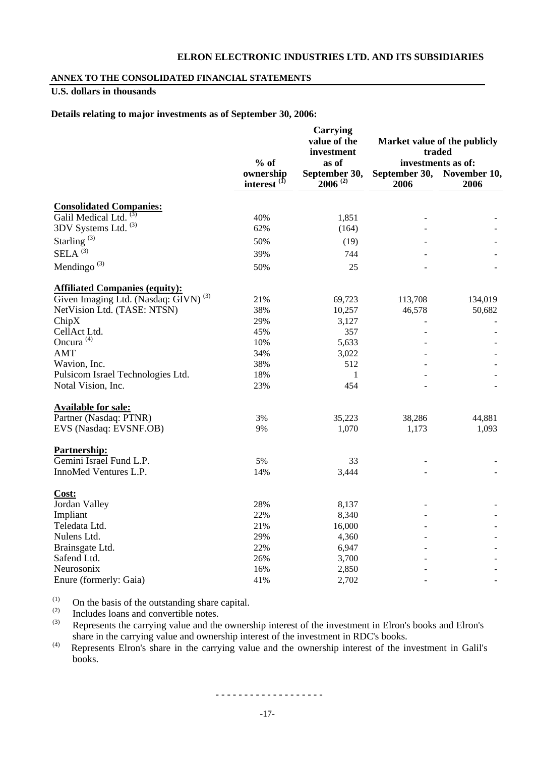**ELRON ELECTRONIC INDUSTRIES LTD. AND ITS SUBSIDIARIES**

**ANNEX TO THE CONSOLIDATED FINANCIAL STATEMENTS**

**U.S. dollars in thousands**

**Details relating to major investments as of September 30, 2006:**

| | % of ownership interest [(1)] | Carrying value of the investment as of September 30, 2006 [(2)] | Market value of the publicly traded investments as of: | |
|---|---|---|---|---|
| | | | September 30, 2006 | November 10, 2006 |
| **Consolidated Companies:** | | | | |
| Galil Medical Ltd. [(3)] | 40% | 1,851 | - | - |
| 3DV Systems Ltd. [(3)] | 62% | (164) | - | - |
| Starling [(3)] | 50% | (19) | - | - |
| SELA [(3)] | 39% | 744 | - | - |
| Mendingo [(3)] | 50% | 25 | - | - |
| **Affiliated Companies (equity):** | | | | |
| Given Imaging Ltd. (Nasdaq: GIVN) [(3)] | 21% | 69,723 | 113,708 | 134,019 |
| NetVision Ltd. (TASE: NTSN) | 38% | 10,257 | 46,578 | 50,682 |
| ChipX | 29% | 3,127 | - | - |
| CellAct Ltd. | 45% | 357 | - | - |
| Oncura [(4)] | 10% | 5,633 | - | - |
| AMT | 34% | 3,022 | - | - |
| Wavion, Inc. | 38% | 512 | - | - |
| Pulsicom Israel Technologies Ltd. | 18% | 1 | - | - |
| Notal Vision, Inc. | 23% | 454 | - | - |
| **Available for sale:** | | | | |
| Partner (Nasdaq: PTNR) | 3% | 35,223 | 38,286 | 44,881 |
| EVS (Nasdaq: EVSNF.OB) | 9% | 1,070 | 1,173 | 1,093 |
| **Partnership:** | | | | |
| Gemini Israel Fund L.P. | 5% | 33 | - | - |
| InnoMed Ventures L.P. | 14% | 3,444 | - | - |
| **Cost:** | | | | |
| Jordan Valley | 28% | 8,137 | - | - |
| Impliant | 22% | 8,340 | - | - |
| Teledata Ltd. | 21% | 16,000 | - | - |
| Nulens Ltd. | 29% | 4,360 | - | - |
| Brainsgate Ltd. | 22% | 6,947 | - | - |
| Safend Ltd. | 26% | 3,700 | - | - |
| Neurosonix | 16% | 2,850 | - | - |
| Enure (formerly: Gaia) | 41% | 2,702 | - | - |

(1) On the basis of the outstanding share capital.

(2) Includes loans and convertible notes.

(3) Represents the carrying value and the ownership interest of the investment in Elron's books and Elron's share in the carrying value and ownership interest of the investment in RDC's books.

(4) Represents Elron's share in the carrying value and the ownership interest of the investment in Galil's books.

- - - - - - - - - - - - - - - - - -